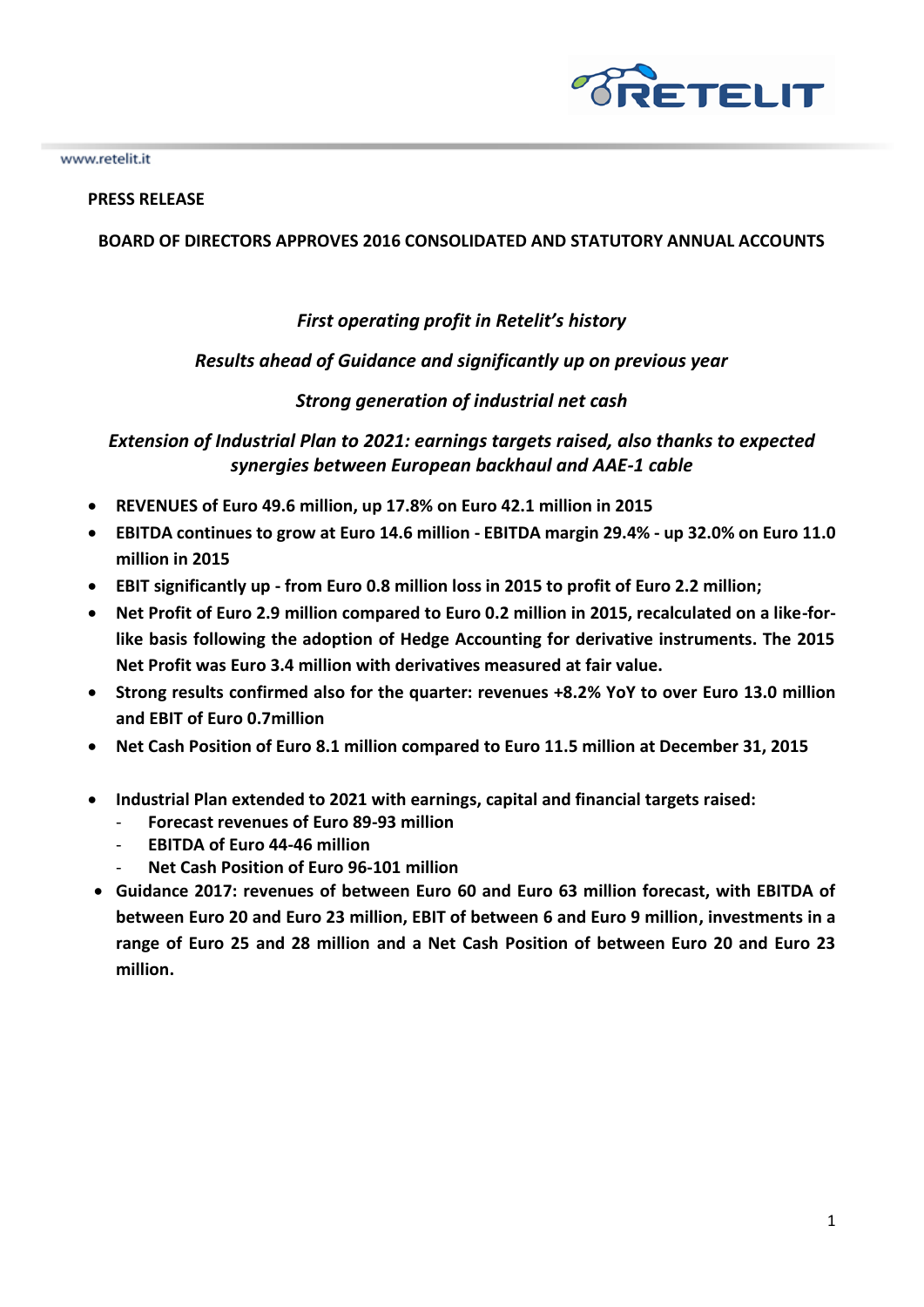www.retelit.it

**PRESS RELEASE**

## BOARD OF DIRECTORS APPROVES 2016 CONSOLIDATED AND STATUTORY ANNUAL ACCOUNTS

***First operating profit in Retelit's history***

***Results ahead of Guidance and significantly up on previous year***

***Strong generation of industrial net cash***

***Extension of Industrial Plan to 2021: earnings targets raised, also thanks to expected synergies between European backhaul and AAE-1 cable***

- **REVENUES of Euro 49.6 million, up 17.8% on Euro 42.1 million in 2015**
- **EBITDA continues to grow at Euro 14.6 million - EBITDA margin 29.4% - up 32.0% on Euro 11.0 million in 2015**
- **EBIT significantly up - from Euro 0.8 million loss in 2015 to profit of Euro 2.2 million;**
- **Net Profit of Euro 2.9 million compared to Euro 0.2 million in 2015, recalculated on a like-for-like basis following the adoption of Hedge Accounting for derivative instruments. The 2015 Net Profit was Euro 3.4 million with derivatives measured at fair value.**
- **Strong results confirmed also for the quarter: revenues +8.2% YoY to over Euro 13.0 million and EBIT of Euro 0.7million**
- **Net Cash Position of Euro 8.1 million compared to Euro 11.5 million at December 31, 2015**

- **Industrial Plan extended to 2021 with earnings, capital and financial targets raised:**
  - **Forecast revenues of Euro 89-93 million**
  - **EBITDA of Euro 44-46 million**
  - **Net Cash Position of Euro 96-101 million**
- **Guidance 2017: revenues of between Euro 60 and Euro 63 million forecast, with EBITDA of between Euro 20 and Euro 23 million, EBIT of between 6 and Euro 9 million, investments in a range of Euro 25 and 28 million and a Net Cash Position of between Euro 20 and Euro 23 million.**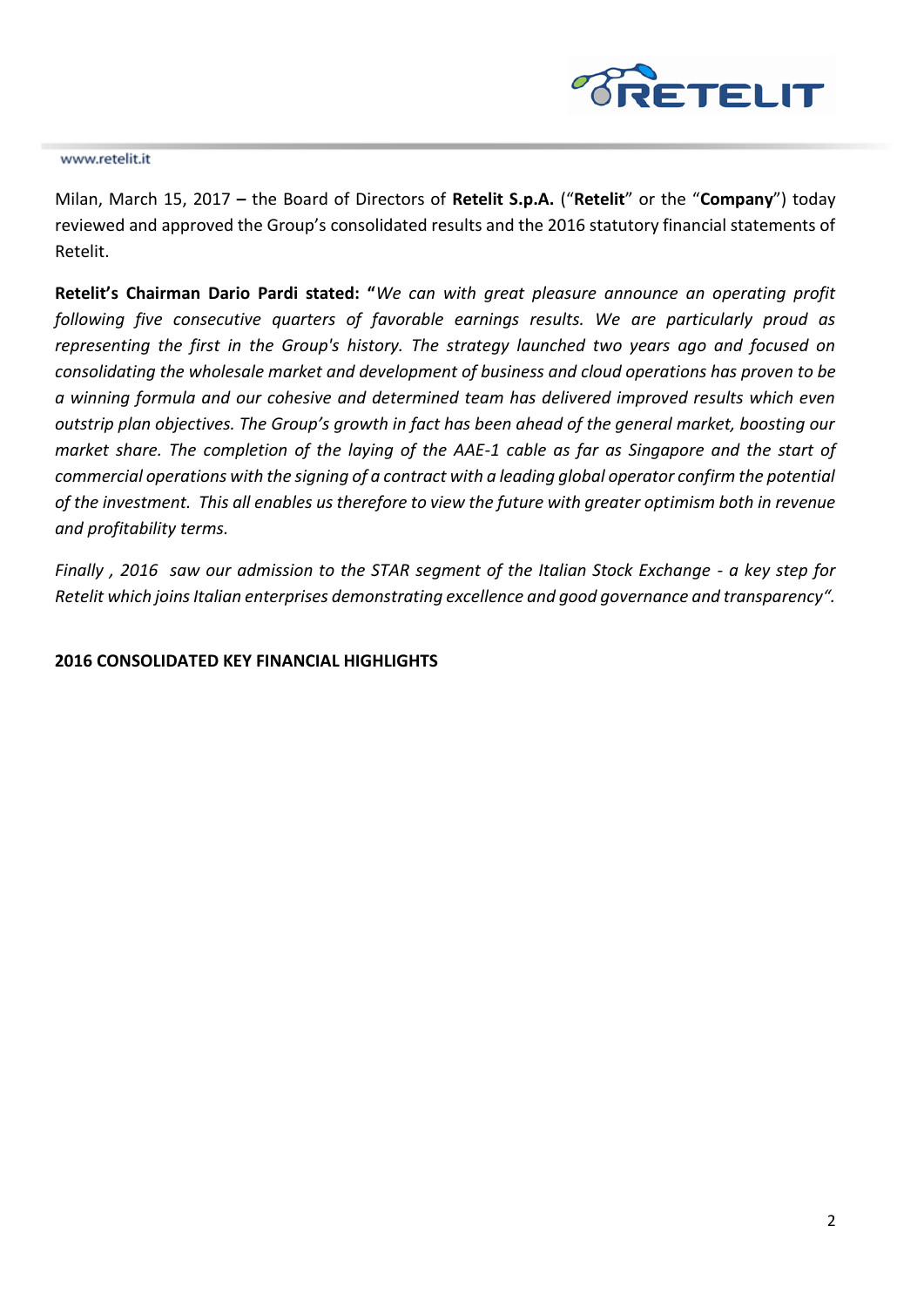Milan, March 15, 2017 **–** the Board of Directors of **Retelit S.p.A.** ("**Retelit**" or the "**Company**") today reviewed and approved the Group's consolidated results and the 2016 statutory financial statements of Retelit.

**Retelit's Chairman Dario Pardi stated: "***We can with great pleasure announce an operating profit following five consecutive quarters of favorable earnings results. We are particularly proud as representing the first in the Group's history. The strategy launched two years ago and focused on consolidating the wholesale market and development of business and cloud operations has proven to be a winning formula and our cohesive and determined team has delivered improved results which even outstrip plan objectives. The Group's growth in fact has been ahead of the general market, boosting our market share. The completion of the laying of the AAE-1 cable as far as Singapore and the start of commercial operations with the signing of a contract with a leading global operator confirm the potential of the investment. This all enables us therefore to view the future with greater optimism both in revenue and profitability terms.*

*Finally , 2016 saw our admission to the STAR segment of the Italian Stock Exchange - a key step for Retelit which joins Italian enterprises demonstrating excellence and good governance and transparency".*

**2016 CONSOLIDATED KEY FINANCIAL HIGHLIGHTS**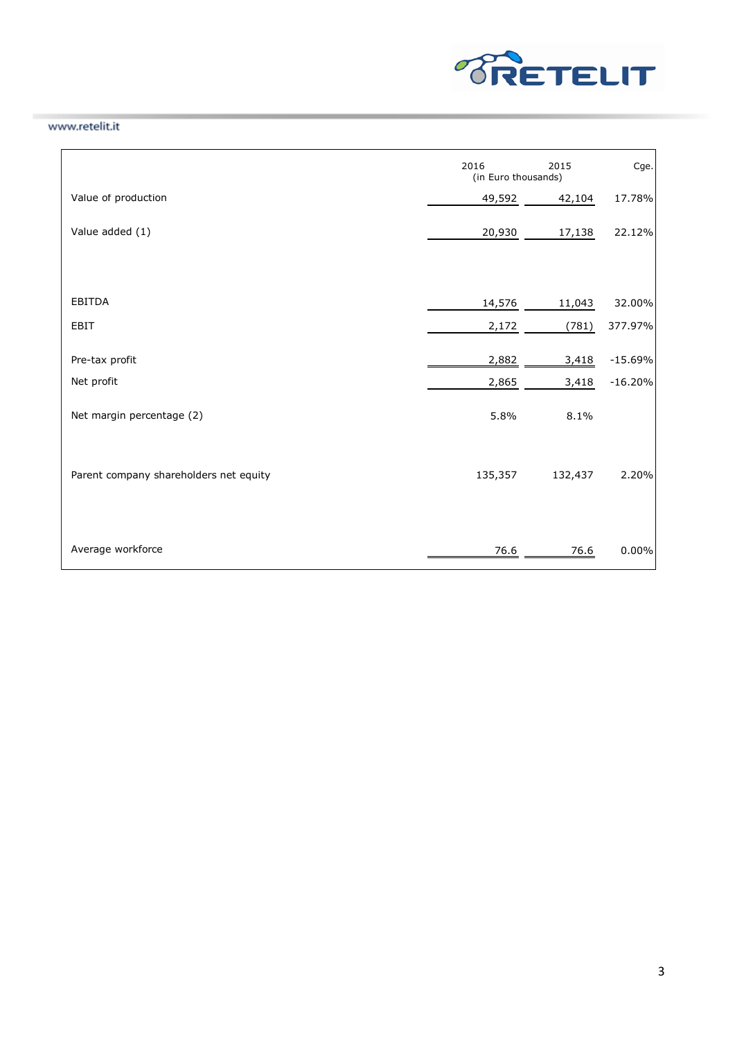| | 2016 | 2015 | Cge. |
|---|---|---|---|
| | (in Euro thousands) | | |
| Value of production | 49,592 | 42,104 | 17.78% |
| Value added (1) | 20,930 | 17,138 | 22.12% |
| EBITDA | 14,576 | 11,043 | 32.00% |
| EBIT | 2,172 | (781) | 377.97% |
| Pre-tax profit | 2,882 | 3,418 | -15.69% |
| Net profit | 2,865 | 3,418 | -16.20% |
| Net margin percentage (2) | 5.8% | 8.1% | |
| Parent company shareholders net equity | 135,357 | 132,437 | 2.20% |
| Average workforce | 76.6 | 76.6 | 0.00% |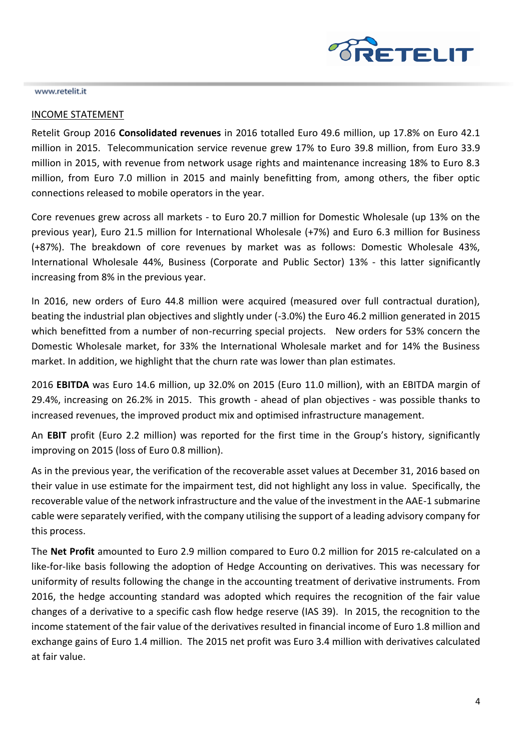INCOME STATEMENT

Retelit Group 2016 **Consolidated revenues** in 2016 totalled Euro 49.6 million, up 17.8% on Euro 42.1 million in 2015. Telecommunication service revenue grew 17% to Euro 39.8 million, from Euro 33.9 million in 2015, with revenue from network usage rights and maintenance increasing 18% to Euro 8.3 million, from Euro 7.0 million in 2015 and mainly benefitting from, among others, the fiber optic connections released to mobile operators in the year.

Core revenues grew across all markets - to Euro 20.7 million for Domestic Wholesale (up 13% on the previous year), Euro 21.5 million for International Wholesale (+7%) and Euro 6.3 million for Business (+87%). The breakdown of core revenues by market was as follows: Domestic Wholesale 43%, International Wholesale 44%, Business (Corporate and Public Sector) 13% - this latter significantly increasing from 8% in the previous year.

In 2016, new orders of Euro 44.8 million were acquired (measured over full contractual duration), beating the industrial plan objectives and slightly under (-3.0%) the Euro 46.2 million generated in 2015 which benefitted from a number of non-recurring special projects. New orders for 53% concern the Domestic Wholesale market, for 33% the International Wholesale market and for 14% the Business market. In addition, we highlight that the churn rate was lower than plan estimates.

2016 **EBITDA** was Euro 14.6 million, up 32.0% on 2015 (Euro 11.0 million), with an EBITDA margin of 29.4%, increasing on 26.2% in 2015. This growth - ahead of plan objectives - was possible thanks to increased revenues, the improved product mix and optimised infrastructure management.

An **EBIT** profit (Euro 2.2 million) was reported for the first time in the Group's history, significantly improving on 2015 (loss of Euro 0.8 million).

As in the previous year, the verification of the recoverable asset values at December 31, 2016 based on their value in use estimate for the impairment test, did not highlight any loss in value. Specifically, the recoverable value of the network infrastructure and the value of the investment in the AAE-1 submarine cable were separately verified, with the company utilising the support of a leading advisory company for this process.

The **Net Profit** amounted to Euro 2.9 million compared to Euro 0.2 million for 2015 re-calculated on a like-for-like basis following the adoption of Hedge Accounting on derivatives. This was necessary for uniformity of results following the change in the accounting treatment of derivative instruments. From 2016, the hedge accounting standard was adopted which requires the recognition of the fair value changes of a derivative to a specific cash flow hedge reserve (IAS 39). In 2015, the recognition to the income statement of the fair value of the derivatives resulted in financial income of Euro 1.8 million and exchange gains of Euro 1.4 million. The 2015 net profit was Euro 3.4 million with derivatives calculated at fair value.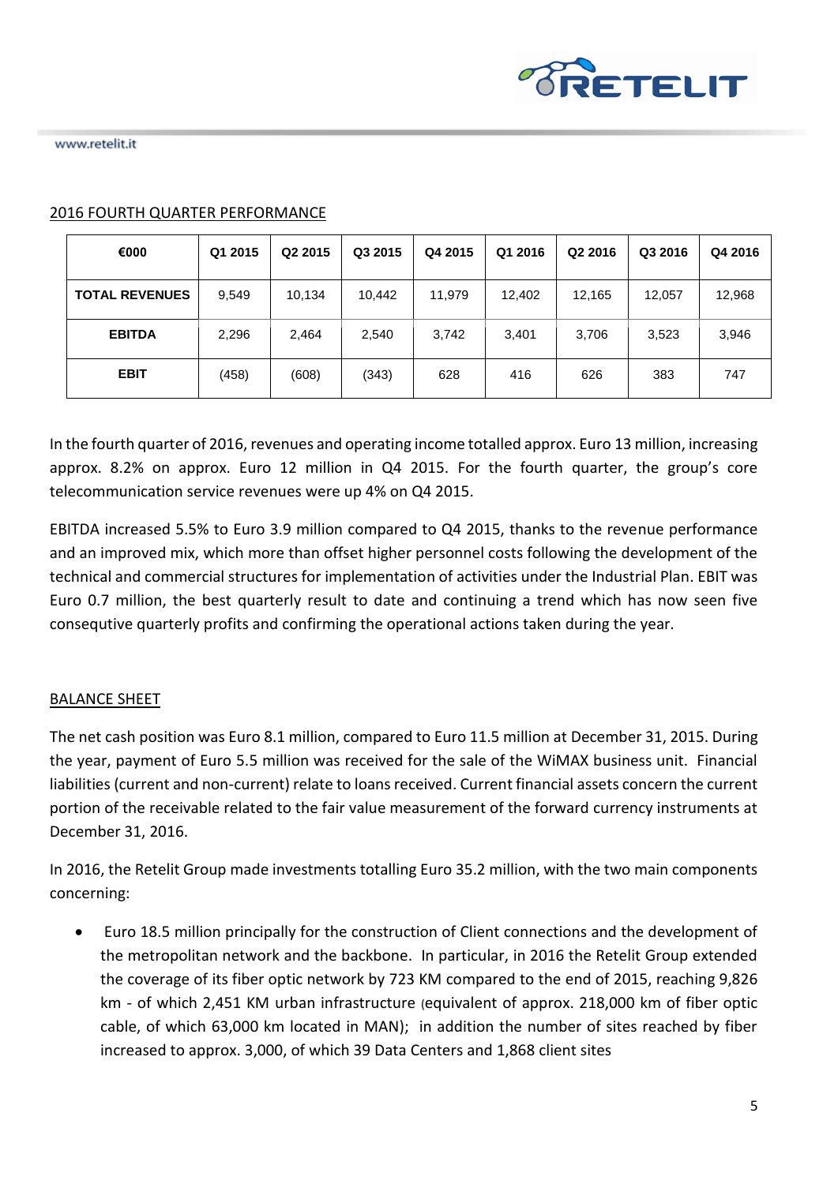## 2016 FOURTH QUARTER PERFORMANCE

| €000 | Q1 2015 | Q2 2015 | Q3 2015 | Q4 2015 | Q1 2016 | Q2 2016 | Q3 2016 | Q4 2016 |
|---|---|---|---|---|---|---|---|---|
| TOTAL REVENUES | 9,549 | 10,134 | 10,442 | 11,979 | 12,402 | 12,165 | 12,057 | 12,968 |
| EBITDA | 2,296 | 2,464 | 2,540 | 3,742 | 3,401 | 3,706 | 3,523 | 3,946 |
| EBIT | (458) | (608) | (343) | 628 | 416 | 626 | 383 | 747 |

In the fourth quarter of 2016, revenues and operating income totalled approx. Euro 13 million, increasing approx. 8.2% on approx. Euro 12 million in Q4 2015. For the fourth quarter, the group's core telecommunication service revenues were up 4% on Q4 2015.

EBITDA increased 5.5% to Euro 3.9 million compared to Q4 2015, thanks to the revenue performance and an improved mix, which more than offset higher personnel costs following the development of the technical and commercial structures for implementation of activities under the Industrial Plan. EBIT was Euro 0.7 million, the best quarterly result to date and continuing a trend which has now seen five consequtive quarterly profits and confirming the operational actions taken during the year.

## BALANCE SHEET

The net cash position was Euro 8.1 million, compared to Euro 11.5 million at December 31, 2015. During the year, payment of Euro 5.5 million was received for the sale of the WiMAX business unit. Financial liabilities (current and non-current) relate to loans received. Current financial assets concern the current portion of the receivable related to the fair value measurement of the forward currency instruments at December 31, 2016.

In 2016, the Retelit Group made investments totalling Euro 35.2 million, with the two main components concerning:

- Euro 18.5 million principally for the construction of Client connections and the development of the metropolitan network and the backbone. In particular, in 2016 the Retelit Group extended the coverage of its fiber optic network by 723 KM compared to the end of 2015, reaching 9,826 km - of which 2,451 KM urban infrastructure (equivalent of approx. 218,000 km of fiber optic cable, of which 63,000 km located in MAN); in addition the number of sites reached by fiber increased to approx. 3,000, of which 39 Data Centers and 1,868 client sites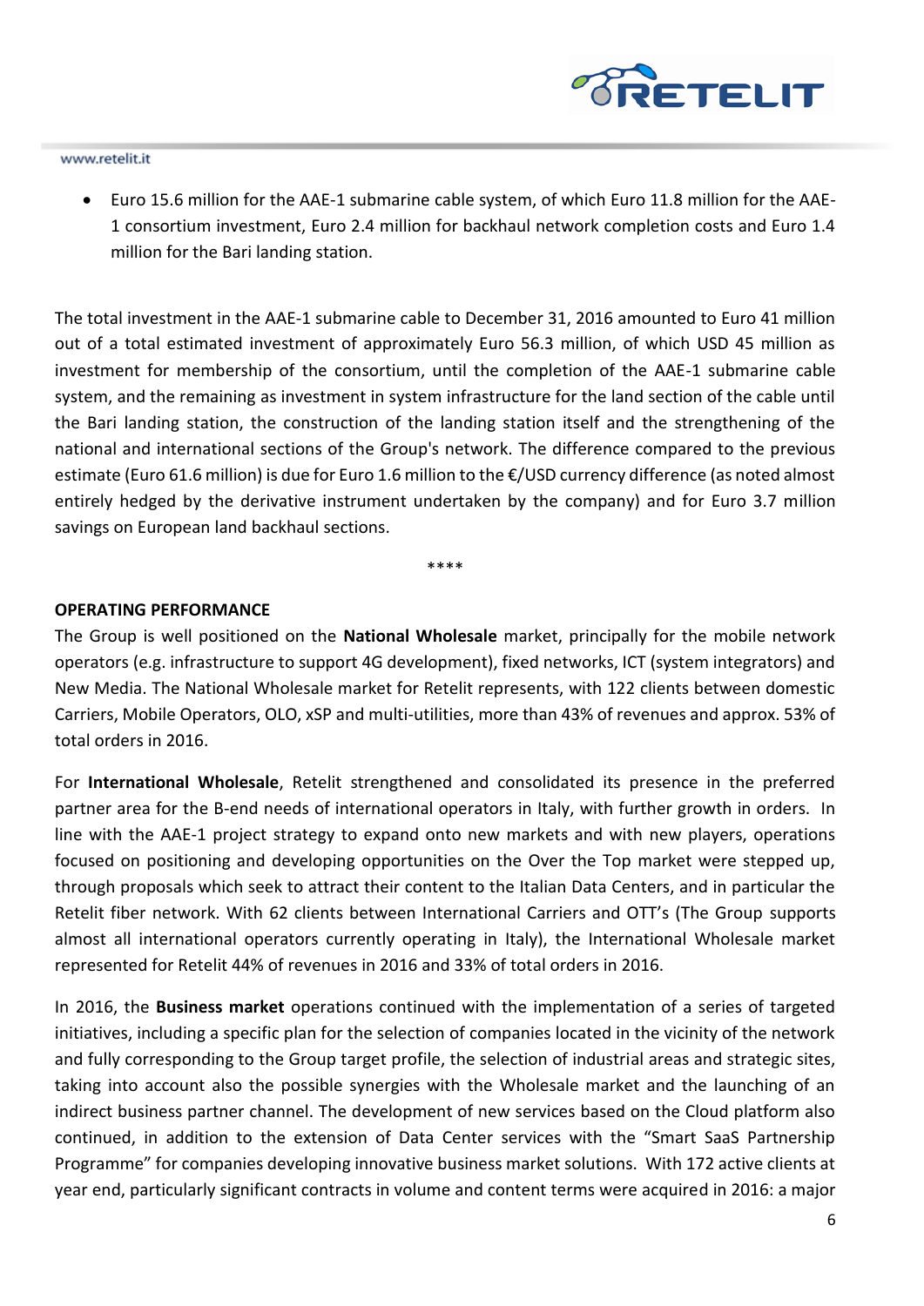- Euro 15.6 million for the AAE-1 submarine cable system, of which Euro 11.8 million for the AAE-1 consortium investment, Euro 2.4 million for backhaul network completion costs and Euro 1.4 million for the Bari landing station.

The total investment in the AAE-1 submarine cable to December 31, 2016 amounted to Euro 41 million out of a total estimated investment of approximately Euro 56.3 million, of which USD 45 million as investment for membership of the consortium, until the completion of the AAE-1 submarine cable system, and the remaining as investment in system infrastructure for the land section of the cable until the Bari landing station, the construction of the landing station itself and the strengthening of the national and international sections of the Group's network. The difference compared to the previous estimate (Euro 61.6 million) is due for Euro 1.6 million to the €/USD currency difference (as noted almost entirely hedged by the derivative instrument undertaken by the company) and for Euro 3.7 million savings on European land backhaul sections.

****

**OPERATING PERFORMANCE**

The Group is well positioned on the **National Wholesale** market, principally for the mobile network operators (e.g. infrastructure to support 4G development), fixed networks, ICT (system integrators) and New Media. The National Wholesale market for Retelit represents, with 122 clients between domestic Carriers, Mobile Operators, OLO, xSP and multi-utilities, more than 43% of revenues and approx. 53% of total orders in 2016.

For **International Wholesale**, Retelit strengthened and consolidated its presence in the preferred partner area for the B-end needs of international operators in Italy, with further growth in orders. In line with the AAE-1 project strategy to expand onto new markets and with new players, operations focused on positioning and developing opportunities on the Over the Top market were stepped up, through proposals which seek to attract their content to the Italian Data Centers, and in particular the Retelit fiber network. With 62 clients between International Carriers and OTT's (The Group supports almost all international operators currently operating in Italy), the International Wholesale market represented for Retelit 44% of revenues in 2016 and 33% of total orders in 2016.

In 2016, the **Business market** operations continued with the implementation of a series of targeted initiatives, including a specific plan for the selection of companies located in the vicinity of the network and fully corresponding to the Group target profile, the selection of industrial areas and strategic sites, taking into account also the possible synergies with the Wholesale market and the launching of an indirect business partner channel. The development of new services based on the Cloud platform also continued, in addition to the extension of Data Center services with the "Smart SaaS Partnership Programme" for companies developing innovative business market solutions. With 172 active clients at year end, particularly significant contracts in volume and content terms were acquired in 2016: a major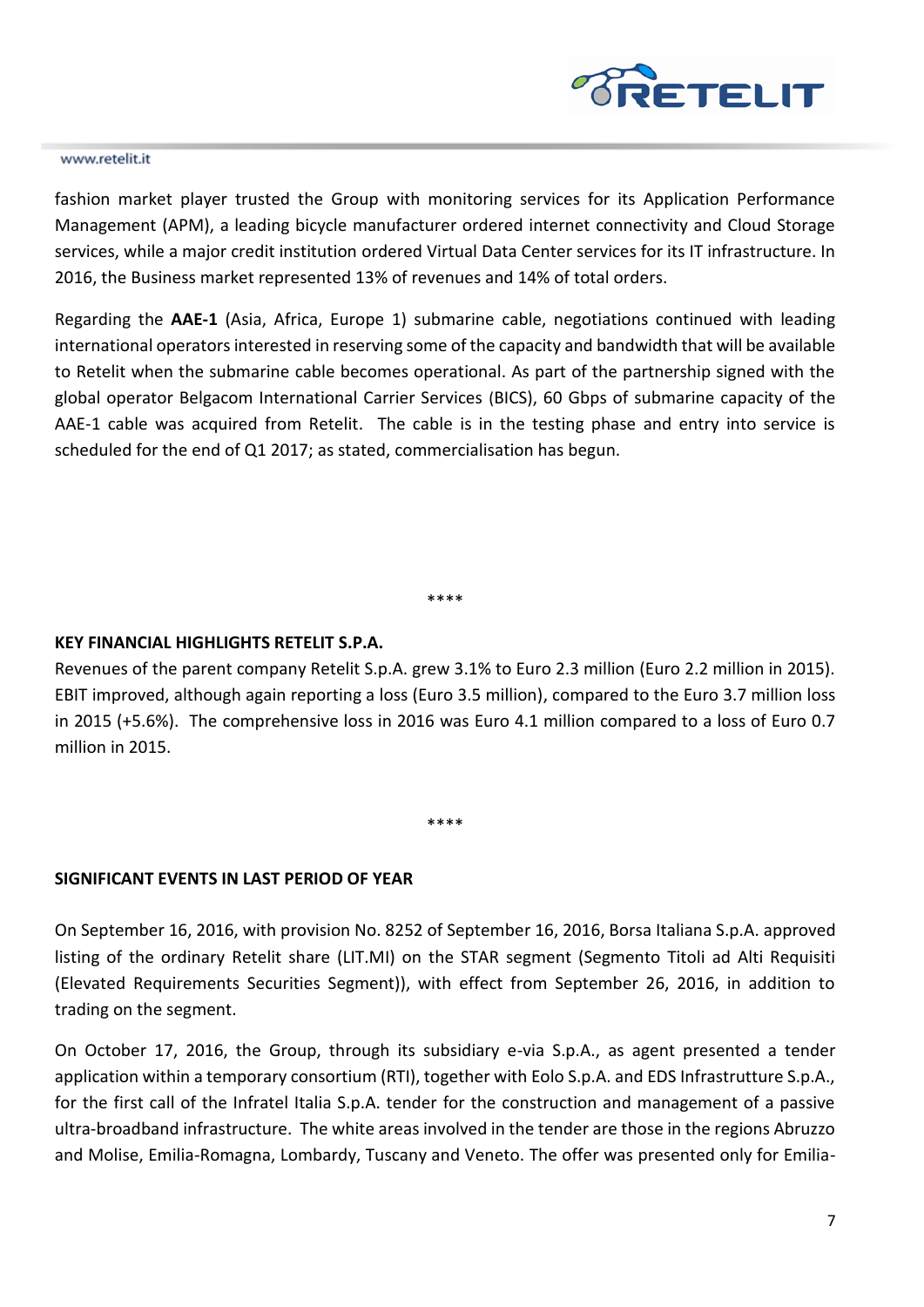fashion market player trusted the Group with monitoring services for its Application Performance Management (APM), a leading bicycle manufacturer ordered internet connectivity and Cloud Storage services, while a major credit institution ordered Virtual Data Center services for its IT infrastructure. In 2016, the Business market represented 13% of revenues and 14% of total orders.

Regarding the **AAE-1** (Asia, Africa, Europe 1) submarine cable, negotiations continued with leading international operators interested in reserving some of the capacity and bandwidth that will be available to Retelit when the submarine cable becomes operational. As part of the partnership signed with the global operator Belgacom International Carrier Services (BICS), 60 Gbps of submarine capacity of the AAE-1 cable was acquired from Retelit. The cable is in the testing phase and entry into service is scheduled for the end of Q1 2017; as stated, commercialisation has begun.

****

**KEY FINANCIAL HIGHLIGHTS RETELIT S.P.A.**

Revenues of the parent company Retelit S.p.A. grew 3.1% to Euro 2.3 million (Euro 2.2 million in 2015). EBIT improved, although again reporting a loss (Euro 3.5 million), compared to the Euro 3.7 million loss in 2015 (+5.6%). The comprehensive loss in 2016 was Euro 4.1 million compared to a loss of Euro 0.7 million in 2015.

****

**SIGNIFICANT EVENTS IN LAST PERIOD OF YEAR**

On September 16, 2016, with provision No. 8252 of September 16, 2016, Borsa Italiana S.p.A. approved listing of the ordinary Retelit share (LIT.MI) on the STAR segment (Segmento Titoli ad Alti Requisiti (Elevated Requirements Securities Segment)), with effect from September 26, 2016, in addition to trading on the segment.

On October 17, 2016, the Group, through its subsidiary e-via S.p.A., as agent presented a tender application within a temporary consortium (RTI), together with Eolo S.p.A. and EDS Infrastrutture S.p.A., for the first call of the Infratel Italia S.p.A. tender for the construction and management of a passive ultra-broadband infrastructure. The white areas involved in the tender are those in the regions Abruzzo and Molise, Emilia-Romagna, Lombardy, Tuscany and Veneto. The offer was presented only for Emilia-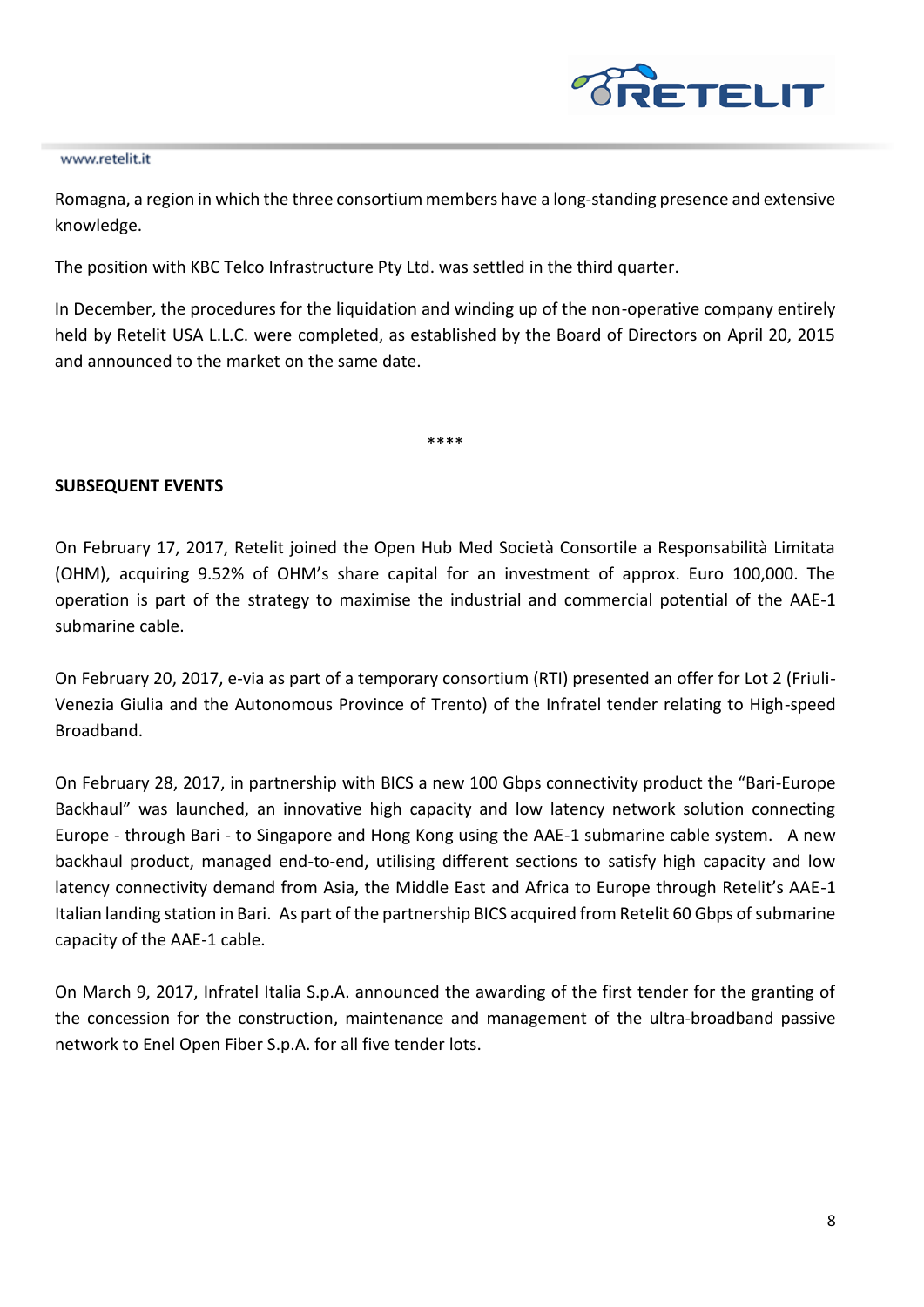Romagna, a region in which the three consortium members have a long-standing presence and extensive knowledge.

The position with KBC Telco Infrastructure Pty Ltd. was settled in the third quarter.

In December, the procedures for the liquidation and winding up of the non-operative company entirely held by Retelit USA L.L.C. were completed, as established by the Board of Directors on April 20, 2015 and announced to the market on the same date.

****

**SUBSEQUENT EVENTS**

On February 17, 2017, Retelit joined the Open Hub Med Società Consortile a Responsabilità Limitata (OHM), acquiring 9.52% of OHM's share capital for an investment of approx. Euro 100,000. The operation is part of the strategy to maximise the industrial and commercial potential of the AAE-1 submarine cable.

On February 20, 2017, e-via as part of a temporary consortium (RTI) presented an offer for Lot 2 (Friuli-Venezia Giulia and the Autonomous Province of Trento) of the Infratel tender relating to High-speed Broadband.

On February 28, 2017, in partnership with BICS a new 100 Gbps connectivity product the "Bari-Europe Backhaul" was launched, an innovative high capacity and low latency network solution connecting Europe - through Bari - to Singapore and Hong Kong using the AAE-1 submarine cable system. A new backhaul product, managed end-to-end, utilising different sections to satisfy high capacity and low latency connectivity demand from Asia, the Middle East and Africa to Europe through Retelit's AAE-1 Italian landing station in Bari. As part of the partnership BICS acquired from Retelit 60 Gbps of submarine capacity of the AAE-1 cable.

On March 9, 2017, Infratel Italia S.p.A. announced the awarding of the first tender for the granting of the concession for the construction, maintenance and management of the ultra-broadband passive network to Enel Open Fiber S.p.A. for all five tender lots.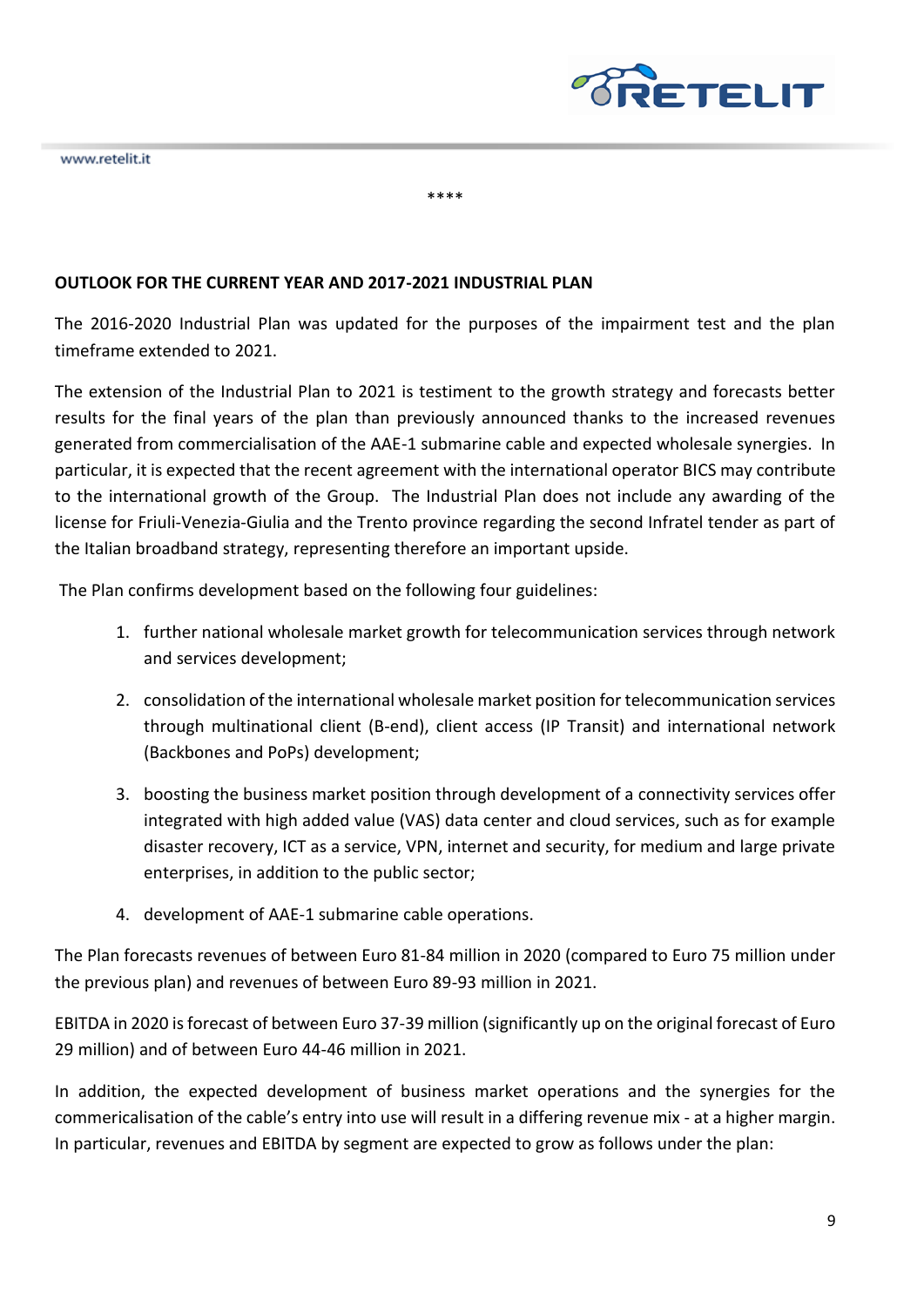****

**OUTLOOK FOR THE CURRENT YEAR AND 2017-2021 INDUSTRIAL PLAN**

The 2016-2020 Industrial Plan was updated for the purposes of the impairment test and the plan timeframe extended to 2021.

The extension of the Industrial Plan to 2021 is testiment to the growth strategy and forecasts better results for the final years of the plan than previously announced thanks to the increased revenues generated from commercialisation of the AAE-1 submarine cable and expected wholesale synergies. In particular, it is expected that the recent agreement with the international operator BICS may contribute to the international growth of the Group. The Industrial Plan does not include any awarding of the license for Friuli-Venezia-Giulia and the Trento province regarding the second Infratel tender as part of the Italian broadband strategy, representing therefore an important upside.

The Plan confirms development based on the following four guidelines:

1. further national wholesale market growth for telecommunication services through network and services development;
2. consolidation of the international wholesale market position for telecommunication services through multinational client (B-end), client access (IP Transit) and international network (Backbones and PoPs) development;
3. boosting the business market position through development of a connectivity services offer integrated with high added value (VAS) data center and cloud services, such as for example disaster recovery, ICT as a service, VPN, internet and security, for medium and large private enterprises, in addition to the public sector;
4. development of AAE-1 submarine cable operations.

The Plan forecasts revenues of between Euro 81-84 million in 2020 (compared to Euro 75 million under the previous plan) and revenues of between Euro 89-93 million in 2021.

EBITDA in 2020 is forecast of between Euro 37-39 million (significantly up on the original forecast of Euro 29 million) and of between Euro 44-46 million in 2021.

In addition, the expected development of business market operations and the synergies for the commercialisation of the cable's entry into use will result in a differing revenue mix - at a higher margin. In particular, revenues and EBITDA by segment are expected to grow as follows under the plan: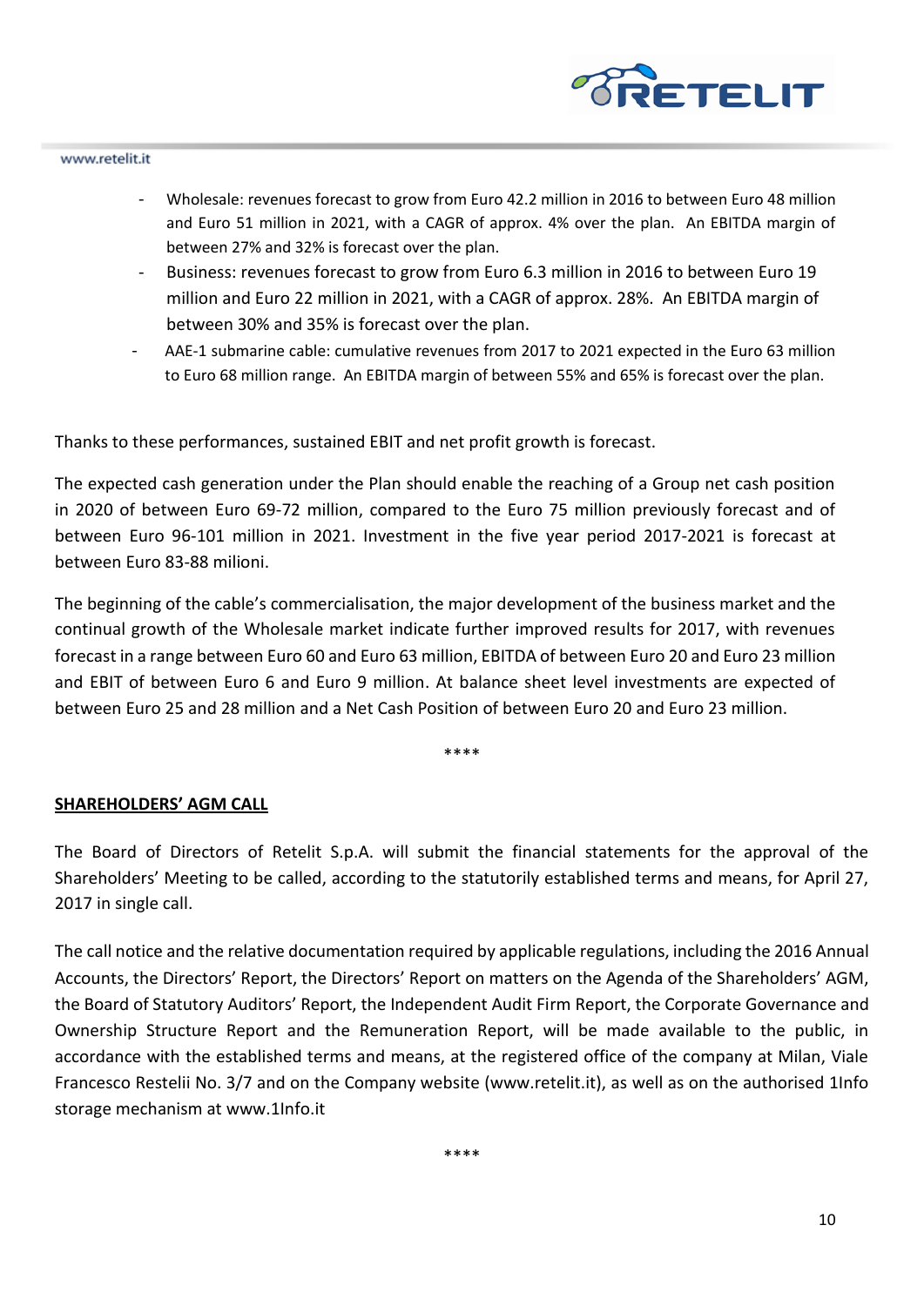- Wholesale: revenues forecast to grow from Euro 42.2 million in 2016 to between Euro 48 million and Euro 51 million in 2021, with a CAGR of approx. 4% over the plan. An EBITDA margin of between 27% and 32% is forecast over the plan.
- Business: revenues forecast to grow from Euro 6.3 million in 2016 to between Euro 19 million and Euro 22 million in 2021, with a CAGR of approx. 28%. An EBITDA margin of between 30% and 35% is forecast over the plan.
- AAE-1 submarine cable: cumulative revenues from 2017 to 2021 expected in the Euro 63 million to Euro 68 million range. An EBITDA margin of between 55% and 65% is forecast over the plan.

Thanks to these performances, sustained EBIT and net profit growth is forecast.

The expected cash generation under the Plan should enable the reaching of a Group net cash position in 2020 of between Euro 69-72 million, compared to the Euro 75 million previously forecast and of between Euro 96-101 million in 2021. Investment in the five year period 2017-2021 is forecast at between Euro 83-88 milioni.

The beginning of the cable's commercialisation, the major development of the business market and the continual growth of the Wholesale market indicate further improved results for 2017, with revenues forecast in a range between Euro 60 and Euro 63 million, EBITDA of between Euro 20 and Euro 23 million and EBIT of between Euro 6 and Euro 9 million. At balance sheet level investments are expected of between Euro 25 and 28 million and a Net Cash Position of between Euro 20 and Euro 23 million.

****

**SHAREHOLDERS' AGM CALL**

The Board of Directors of Retelit S.p.A. will submit the financial statements for the approval of the Shareholders' Meeting to be called, according to the statutorily established terms and means, for April 27, 2017 in single call.

The call notice and the relative documentation required by applicable regulations, including the 2016 Annual Accounts, the Directors' Report, the Directors' Report on matters on the Agenda of the Shareholders' AGM, the Board of Statutory Auditors' Report, the Independent Audit Firm Report, the Corporate Governance and Ownership Structure Report and the Remuneration Report, will be made available to the public, in accordance with the established terms and means, at the registered office of the company at Milan, Viale Francesco Restelii No. 3/7 and on the Company website (www.retelit.it), as well as on the authorised 1Info storage mechanism at www.1Info.it

****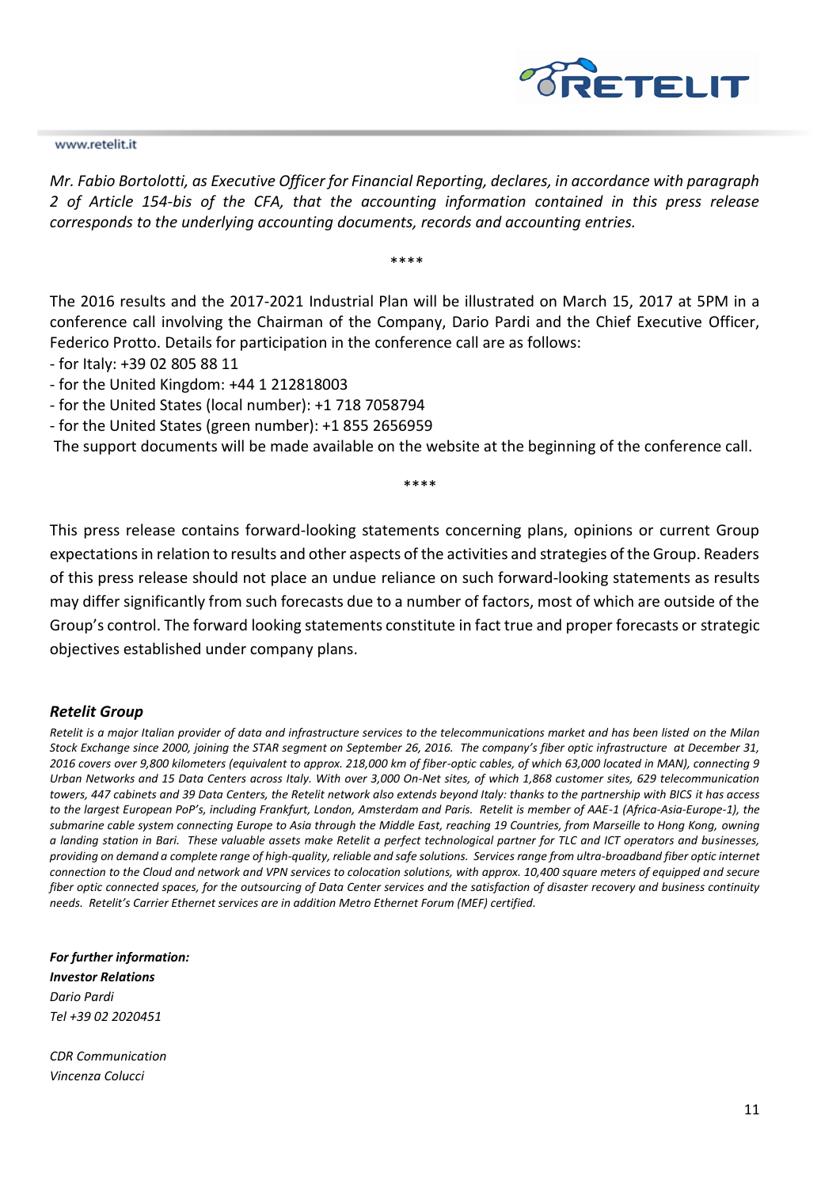*Mr. Fabio Bortolotti, as Executive Officer for Financial Reporting, declares, in accordance with paragraph 2 of Article 154-bis of the CFA, that the accounting information contained in this press release corresponds to the underlying accounting documents, records and accounting entries.*

****

The 2016 results and the 2017-2021 Industrial Plan will be illustrated on March 15, 2017 at 5PM in a conference call involving the Chairman of the Company, Dario Pardi and the Chief Executive Officer, Federico Protto. Details for participation in the conference call are as follows:

- for Italy: +39 02 805 88 11
- for the United Kingdom: +44 1 212818003
- for the United States (local number): +1 718 7058794
- for the United States (green number): +1 855 2656959

The support documents will be made available on the website at the beginning of the conference call.

****

This press release contains forward-looking statements concerning plans, opinions or current Group expectations in relation to results and other aspects of the activities and strategies of the Group. Readers of this press release should not place an undue reliance on such forward-looking statements as results may differ significantly from such forecasts due to a number of factors, most of which are outside of the Group's control. The forward looking statements constitute in fact true and proper forecasts or strategic objectives established under company plans.

***Retelit Group***

*Retelit is a major Italian provider of data and infrastructure services to the telecommunications market and has been listed on the Milan Stock Exchange since 2000, joining the STAR segment on September 26, 2016. The company's fiber optic infrastructure at December 31, 2016 covers over 9,800 kilometers (equivalent to approx. 218,000 km of fiber-optic cables, of which 63,000 located in MAN), connecting 9 Urban Networks and 15 Data Centers across Italy. With over 3,000 On-Net sites, of which 1,868 customer sites, 629 telecommunication towers, 447 cabinets and 39 Data Centers, the Retelit network also extends beyond Italy: thanks to the partnership with BICS it has access to the largest European PoP's, including Frankfurt, London, Amsterdam and Paris. Retelit is member of AAE-1 (Africa-Asia-Europe-1), the submarine cable system connecting Europe to Asia through the Middle East, reaching 19 Countries, from Marseille to Hong Kong, owning a landing station in Bari. These valuable assets make Retelit a perfect technological partner for TLC and ICT operators and businesses, providing on demand a complete range of high-quality, reliable and safe solutions. Services range from ultra-broadband fiber optic internet connection to the Cloud and network and VPN services to colocation solutions, with approx. 10,400 square meters of equipped and secure fiber optic connected spaces, for the outsourcing of Data Center services and the satisfaction of disaster recovery and business continuity needs. Retelit's Carrier Ethernet services are in addition Metro Ethernet Forum (MEF) certified.*

***For further information:***
***Investor Relations***
*Dario Pardi*
*Tel +39 02 2020451*

*CDR Communication*
*Vincenza Colucci*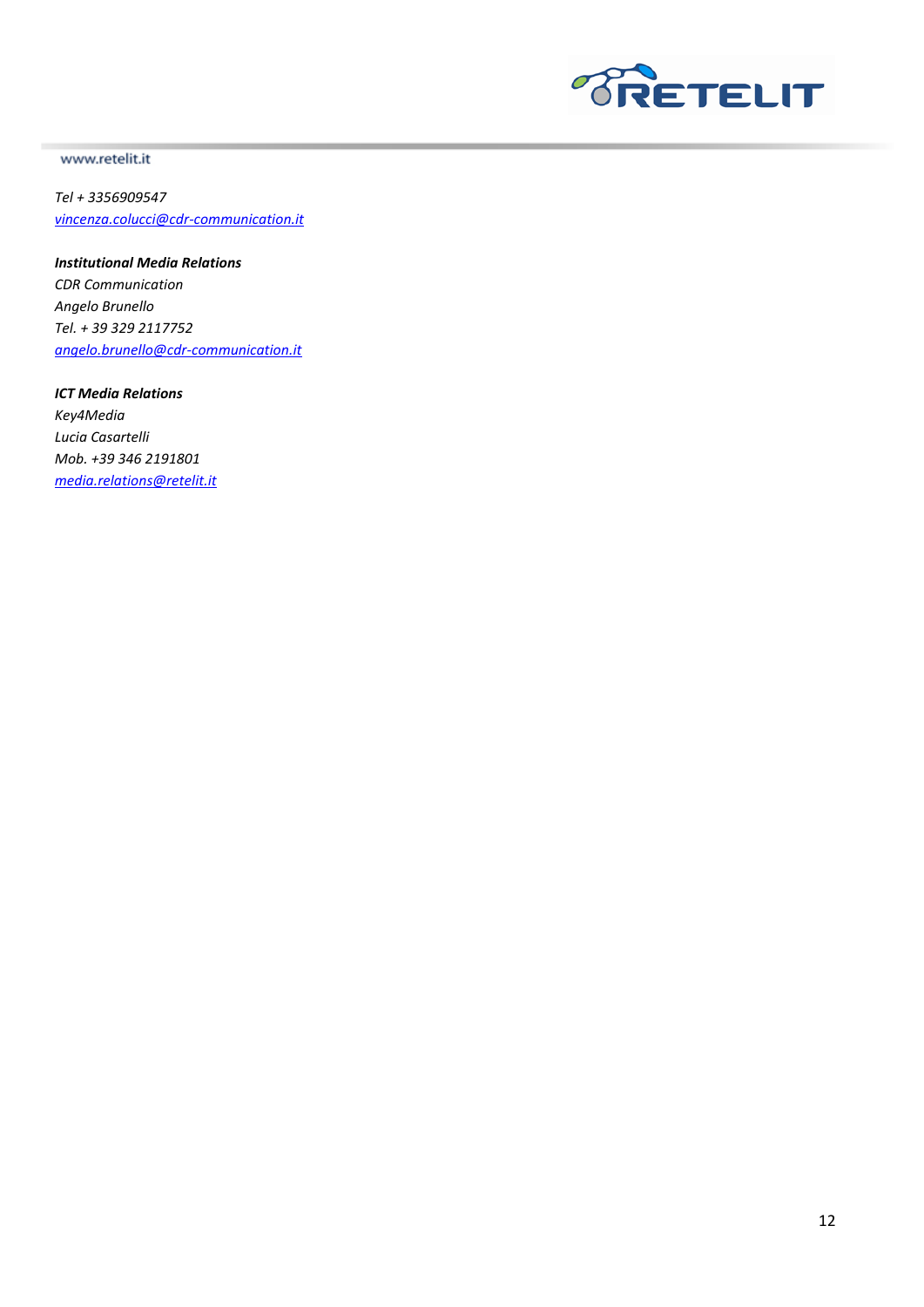*Tel + 3356909547*
*vincenza.colucci@cdr-communication.it*

***Institutional Media Relations***
*CDR Communication*
*Angelo Brunello*
*Tel. + 39 329 2117752*
*angelo.brunello@cdr-communication.it*

***ICT Media Relations***
*Key4Media*
*Lucia Casartelli*
*Mob. +39 346 2191801*
*media.relations@retelit.it*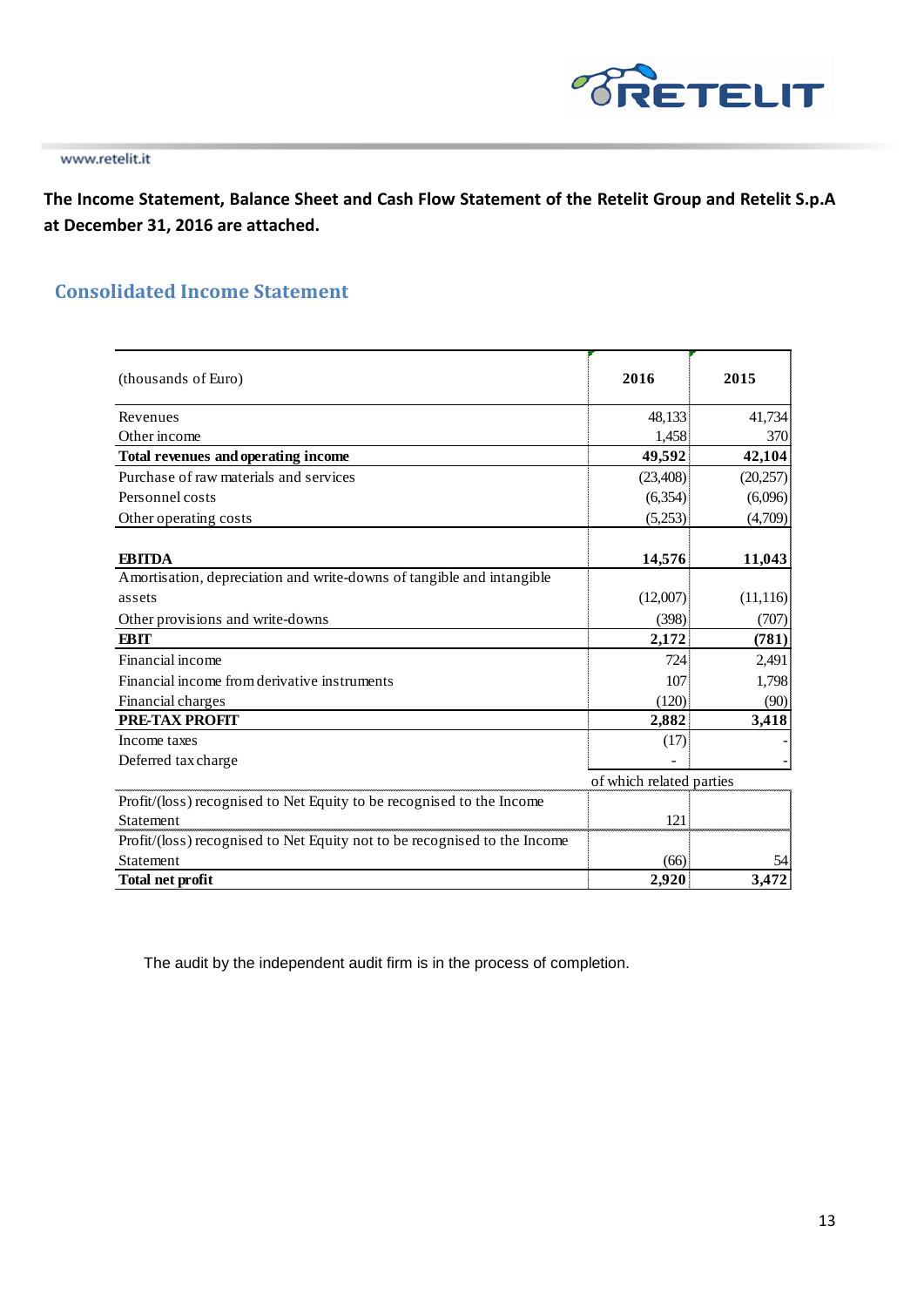**The Income Statement, Balance Sheet and Cash Flow Statement of the Retelit Group and Retelit S.p.A at December 31, 2016 are attached.**

## Consolidated Income Statement

| (thousands of Euro) | 2016 | 2015 |
|---|---|---|
| Revenues | 48,133 | 41,734 |
| Other income | 1,458 | 370 |
| **Total revenues and operating income** | **49,592** | **42,104** |
| Purchase of raw materials and services | (23,408) | (20,257) |
| Personnel costs | (6,354) | (6,096) |
| Other operating costs | (5,253) | (4,709) |
| **EBITDA** | **14,576** | **11,043** |
| Amortisation, depreciation and write-downs of tangible and intangible assets | (12,007) | (11,116) |
| Other provisions and write-downs | (398) | (707) |
| **EBIT** | **2,172** | **(781)** |
| Financial income | 724 | 2,491 |
| Financial income from derivative instruments | 107 | 1,798 |
| Financial charges | (120) | (90) |
| **PRE-TAX PROFIT** | **2,882** | **3,418** |
| Income taxes | (17) | - |
| Deferred tax charge | - | - |
| | of which related parties | |
| Profit/(loss) recognised to Net Equity to be recognised to the Income Statement | 121 | |
| Profit/(loss) recognised to Net Equity not to be recognised to the Income Statement | (66) | 54 |
| **Total net profit** | **2,920** | **3,472** |

The audit by the independent audit firm is in the process of completion.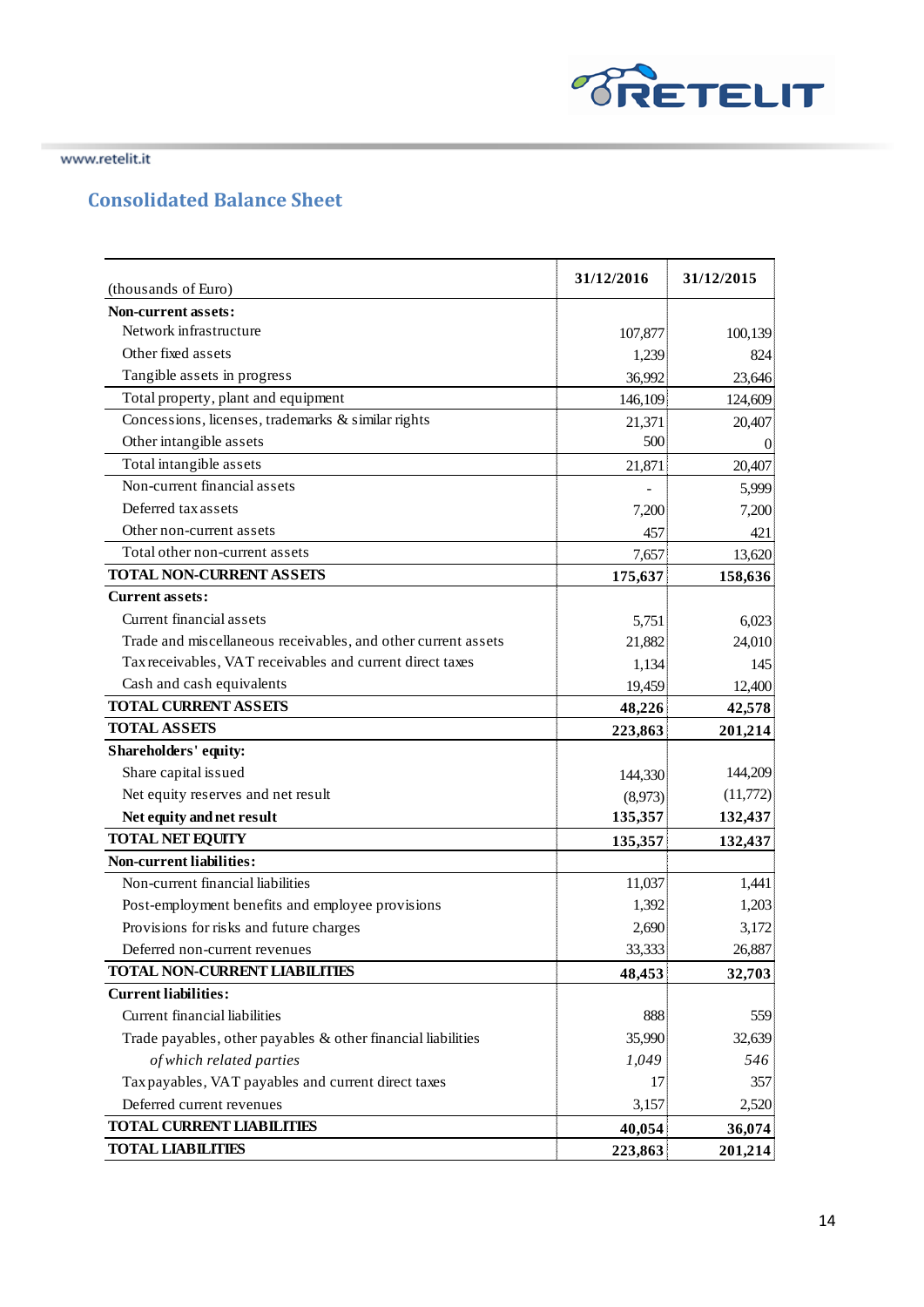## Consolidated Balance Sheet

| (thousands of Euro) | 31/12/2016 | 31/12/2015 |
|---|---|---|
| **Non-current assets:** | | |
| Network infrastructure | 107,877 | 100,139 |
| Other fixed assets | 1,239 | 824 |
| Tangible assets in progress | 36,992 | 23,646 |
| Total property, plant and equipment | 146,109 | 124,609 |
| Concessions, licenses, trademarks & similar rights | 21,371 | 20,407 |
| Other intangible assets | 500 | 0 |
| Total intangible assets | 21,871 | 20,407 |
| Non-current financial assets | - | 5,999 |
| Deferred tax assets | 7,200 | 7,200 |
| Other non-current assets | 457 | 421 |
| Total other non-current assets | 7,657 | 13,620 |
| **TOTAL NON-CURRENT ASSETS** | **175,637** | **158,636** |
| **Current assets:** | | |
| Current financial assets | 5,751 | 6,023 |
| Trade and miscellaneous receivables, and other current assets | 21,882 | 24,010 |
| Tax receivables, VAT receivables and current direct taxes | 1,134 | 145 |
| Cash and cash equivalents | 19,459 | 12,400 |
| **TOTAL CURRENT ASSETS** | **48,226** | **42,578** |
| **TOTAL ASSETS** | **223,863** | **201,214** |
| **Shareholders' equity:** | | |
| Share capital issued | 144,330 | 144,209 |
| Net equity reserves and net result | (8,973) | (11,772) |
| **Net equity and net result** | **135,357** | **132,437** |
| **TOTAL NET EQUITY** | **135,357** | **132,437** |
| **Non-current liabilities:** | | |
| Non-current financial liabilities | 11,037 | 1,441 |
| Post-employment benefits and employee provisions | 1,392 | 1,203 |
| Provisions for risks and future charges | 2,690 | 3,172 |
| Deferred non-current revenues | 33,333 | 26,887 |
| **TOTAL NON-CURRENT LIABILITIES** | **48,453** | **32,703** |
| **Current liabilities:** | | |
| Current financial liabilities | 888 | 559 |
| Trade payables, other payables & other financial liabilities | 35,990 | 32,639 |
| *of which related parties* | *1,049* | *546* |
| Tax payables, VAT payables and current direct taxes | 17 | 357 |
| Deferred current revenues | 3,157 | 2,520 |
| **TOTAL CURRENT LIABILITIES** | **40,054** | **36,074** |
| **TOTAL LIABILITIES** | **223,863** | **201,214** |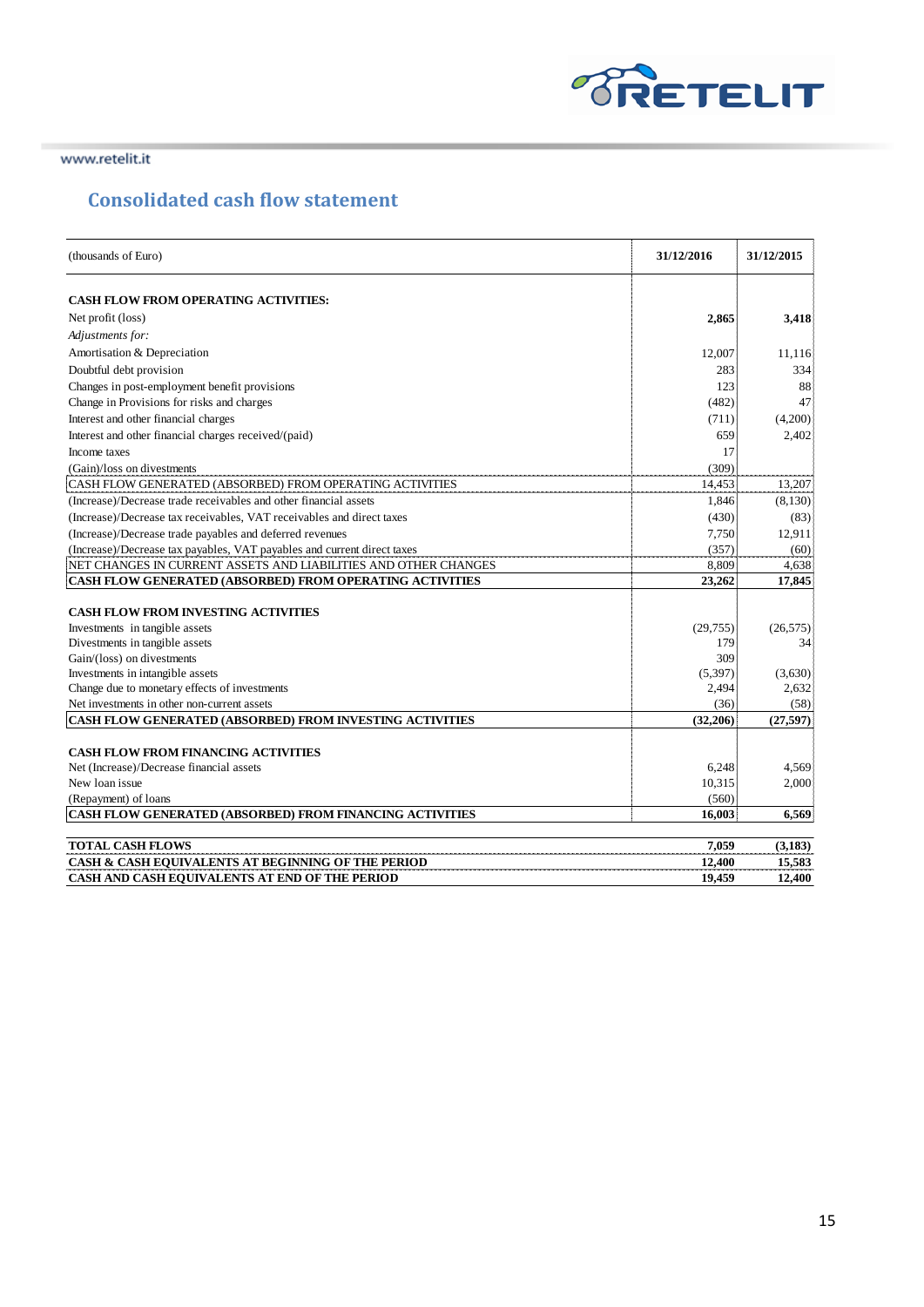## Consolidated cash flow statement

| (thousands of Euro) | 31/12/2016 | 31/12/2015 |
|---|---|---|
| **CASH FLOW FROM OPERATING ACTIVITIES:** | | |
| Net profit (loss) | **2,865** | **3,418** |
| *Adjustments for:* | | |
| Amortisation & Depreciation | 12,007 | 11,116 |
| Doubtful debt provision | 283 | 334 |
| Changes in post-employment benefit provisions | 123 | 88 |
| Change in Provisions for risks and charges | (482) | 47 |
| Interest and other financial charges | (711) | (4,200) |
| Interest and other financial charges received/(paid) | 659 | 2,402 |
| Income taxes | 17 | |
| (Gain)/loss on divestments | (309) | |
| CASH FLOW GENERATED (ABSORBED) FROM OPERATING ACTIVITIES | 14,453 | 13,207 |
| (Increase)/Decrease trade receivables and other financial assets | 1,846 | (8,130) |
| (Increase)/Decrease tax receivables, VAT receivables and direct taxes | (430) | (83) |
| (Increase)/Decrease trade payables and deferred revenues | 7,750 | 12,911 |
| (Increase)/Decrease tax payables, VAT payables and current direct taxes | (357) | (60) |
| NET CHANGES IN CURRENT ASSETS AND LIABILITIES AND OTHER CHANGES | 8,809 | 4,638 |
| **CASH FLOW GENERATED (ABSORBED) FROM OPERATING ACTIVITIES** | **23,262** | **17,845** |
| **CASH FLOW FROM INVESTING ACTIVITIES** | | |
| Investments in tangible assets | (29,755) | (26,575) |
| Divestments in tangible assets | 179 | 34 |
| Gain/(loss) on divestments | 309 | |
| Investments in intangible assets | (5,397) | (3,630) |
| Change due to monetary effects of investments | 2,494 | 2,632 |
| Net investments in other non-current assets | (36) | (58) |
| **CASH FLOW GENERATED (ABSORBED) FROM INVESTING ACTIVITIES** | **(32,206)** | **(27,597)** |
| **CASH FLOW FROM FINANCING ACTIVITIES** | | |
| Net (Increase)/Decrease financial assets | 6,248 | 4,569 |
| New loan issue | 10,315 | 2,000 |
| (Repayment) of loans | (560) | |
| **CASH FLOW GENERATED (ABSORBED) FROM FINANCING ACTIVITIES** | **16,003** | **6,569** |
| **TOTAL CASH FLOWS** | **7,059** | **(3,183)** |
| **CASH & CASH EQUIVALENTS AT BEGINNING OF THE PERIOD** | **12,400** | **15,583** |
| **CASH AND CASH EQUIVALENTS AT END OF THE PERIOD** | **19,459** | **12,400** |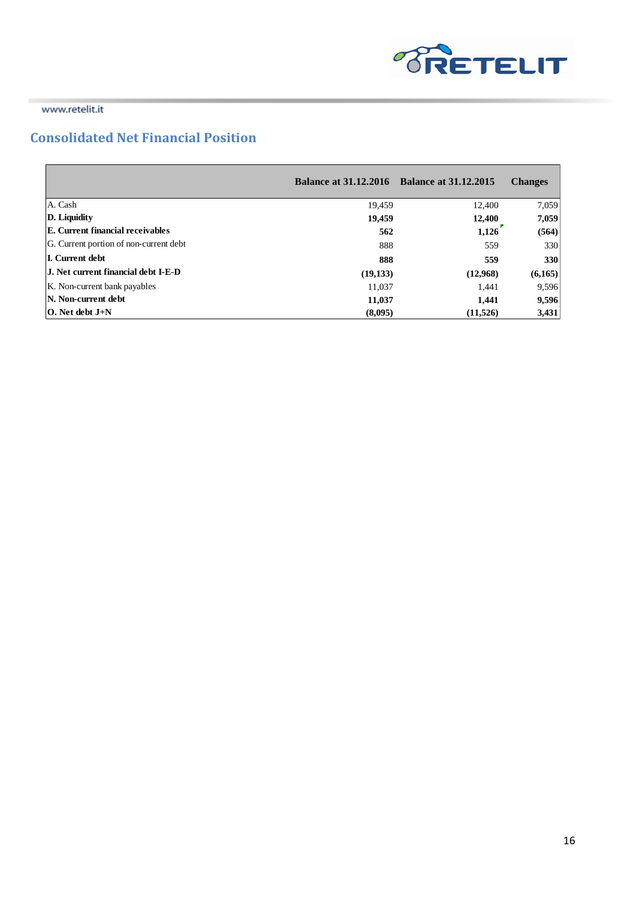## Consolidated Net Financial Position

| | Balance at 31.12.2016 | Balance at 31.12.2015 | Changes |
|---|---|---|---|
| A. Cash | 19,459 | 12,400 | 7,059 |
| **D. Liquidity** | **19,459** | **12,400** | **7,059** |
| **E. Current financial receivables** | **562** | **1,126** | **(564)** |
| G. Current portion of non-current debt | 888 | 559 | 330 |
| **I. Current debt** | **888** | **559** | **330** |
| **J. Net current financial debt I-E-D** | **(19,133)** | **(12,968)** | **(6,165)** |
| K. Non-current bank payables | 11,037 | 1,441 | 9,596 |
| **N. Non-current debt** | **11,037** | **1,441** | **9,596** |
| **O. Net debt J+N** | **(8,095)** | **(11,526)** | **3,431** |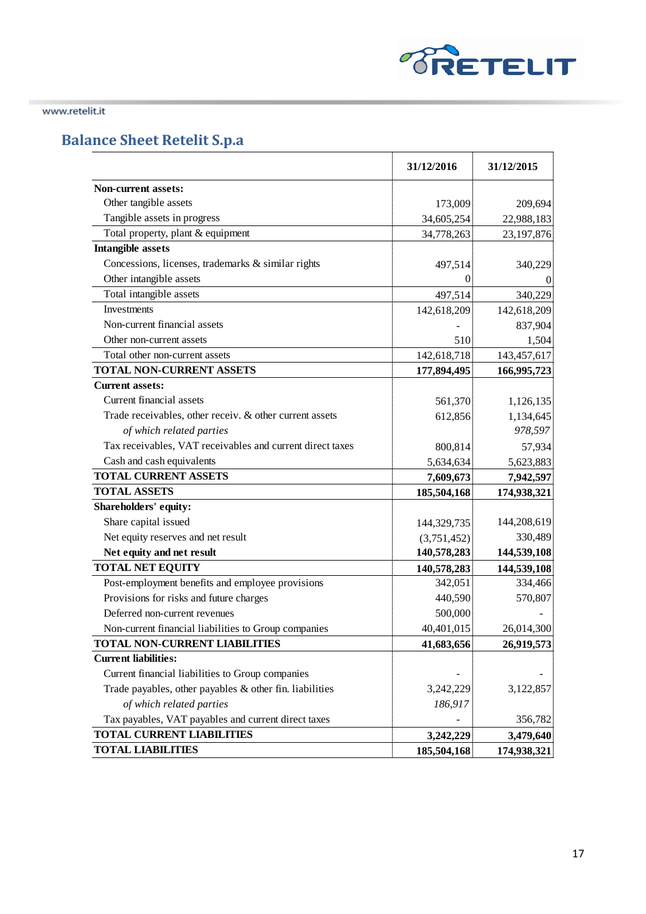www.retelit.it

## Balance Sheet Retelit S.p.a

| | 31/12/2016 | 31/12/2015 |
|---|---|---|
| **Non-current assets:** | | |
| Other tangible assets | 173,009 | 209,694 |
| Tangible assets in progress | 34,605,254 | 22,988,183 |
| Total property, plant & equipment | 34,778,263 | 23,197,876 |
| **Intangible assets** | | |
| Concessions, licenses, trademarks & similar rights | 497,514 | 340,229 |
| Other intangible assets | 0 | 0 |
| Total intangible assets | 497,514 | 340,229 |
| Investments | 142,618,209 | 142,618,209 |
| Non-current financial assets | - | 837,904 |
| Other non-current assets | 510 | 1,504 |
| Total other non-current assets | 142,618,718 | 143,457,617 |
| **TOTAL NON-CURRENT ASSETS** | **177,894,495** | **166,995,723** |
| **Current assets:** | | |
| Current financial assets | 561,370 | 1,126,135 |
| Trade receivables, other receiv. & other current assets | 612,856 | 1,134,645 |
| *of which related parties* | | *978,597* |
| Tax receivables, VAT receivables and current direct taxes | 800,814 | 57,934 |
| Cash and cash equivalents | 5,634,634 | 5,623,883 |
| **TOTAL CURRENT ASSETS** | **7,609,673** | **7,942,597** |
| **TOTAL ASSETS** | **185,504,168** | **174,938,321** |
| **Shareholders' equity:** | | |
| Share capital issued | 144,329,735 | 144,208,619 |
| Net equity reserves and net result | (3,751,452) | 330,489 |
| **Net equity and net result** | **140,578,283** | **144,539,108** |
| **TOTAL NET EQUITY** | **140,578,283** | **144,539,108** |
| Post-employment benefits and employee provisions | 342,051 | 334,466 |
| Provisions for risks and future charges | 440,590 | 570,807 |
| Deferred non-current revenues | 500,000 | - |
| Non-current financial liabilities to Group companies | 40,401,015 | 26,014,300 |
| **TOTAL NON-CURRENT LIABILITIES** | **41,683,656** | **26,919,573** |
| **Current liabilities:** | | |
| Current financial liabilities to Group companies | - | - |
| Trade payables, other payables & other fin. liabilities | 3,242,229 | 3,122,857 |
| *of which related parties* | *186,917* | |
| Tax payables, VAT payables and current direct taxes | - | 356,782 |
| **TOTAL CURRENT LIABILITIES** | **3,242,229** | **3,479,640** |
| **TOTAL LIABILITIES** | **185,504,168** | **174,938,321** |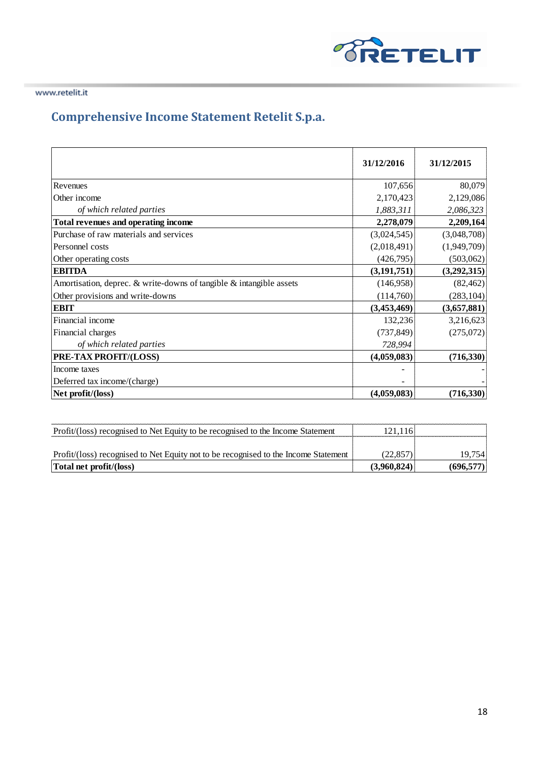## Comprehensive Income Statement Retelit S.p.a.

| | 31/12/2016 | 31/12/2015 |
|---|---|---|
| Revenues | 107,656 | 80,079 |
| Other income | 2,170,423 | 2,129,086 |
| *of which related parties* | *1,883,311* | *2,086,323* |
| **Total revenues and operating income** | **2,278,079** | **2,209,164** |
| Purchase of raw materials and services | (3,024,545) | (3,048,708) |
| Personnel costs | (2,018,491) | (1,949,709) |
| Other operating costs | (426,795) | (503,062) |
| **EBITDA** | **(3,191,751)** | **(3,292,315)** |
| Amortisation, deprec. & write-downs of tangible & intangible assets | (146,958) | (82,462) |
| Other provisions and write-downs | (114,760) | (283,104) |
| **EBIT** | **(3,453,469)** | **(3,657,881)** |
| Financial income | 132,236 | 3,216,623 |
| Financial charges | (737,849) | (275,072) |
| *of which related parties* | *728,994* | |
| **PRE-TAX PROFIT/(LOSS)** | **(4,059,083)** | **(716,330)** |
| Income taxes | - | - |
| Deferred tax income/(charge) | - | - |
| **Net profit/(loss)** | **(4,059,083)** | **(716,330)** |

| | | |
|---|---|---|
| Profit/(loss) recognised to Net Equity to be recognised to the Income Statement | 121,116 | |
| Profit/(loss) recognised to Net Equity not to be recognised to the Income Statement | (22,857) | 19,754 |
| **Total net profit/(loss)** | **(3,960,824)** | **(696,577)** |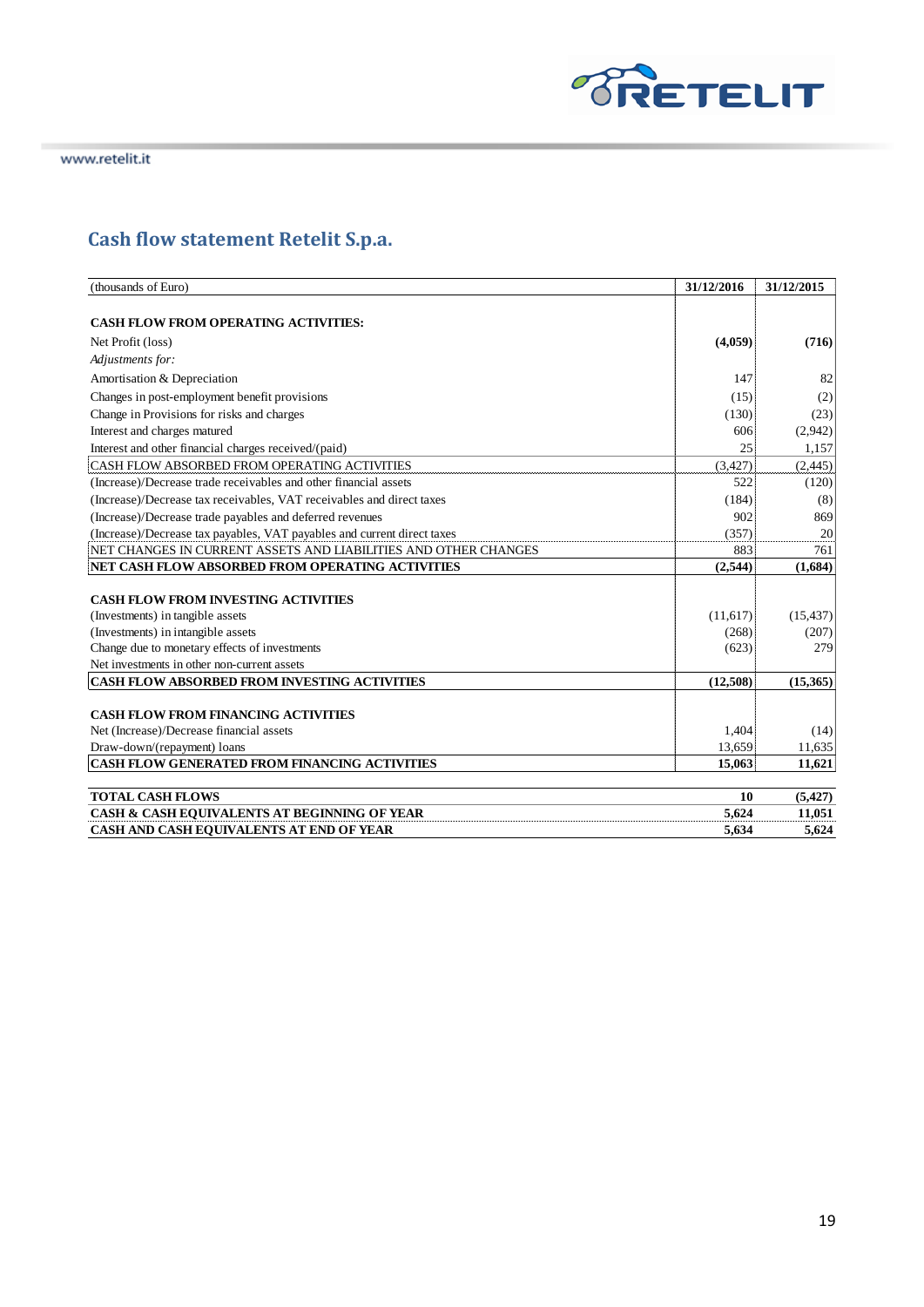## Cash flow statement Retelit S.p.a.

| (thousands of Euro) | 31/12/2016 | 31/12/2015 |
|---|---|---|
| **CASH FLOW FROM OPERATING ACTIVITIES:** | | |
| Net Profit (loss) | **(4,059)** | **(716)** |
| *Adjustments for:* | | |
| Amortisation & Depreciation | 147 | 82 |
| Changes in post-employment benefit provisions | (15) | (2) |
| Change in Provisions for risks and charges | (130) | (23) |
| Interest and charges matured | 606 | (2,942) |
| Interest and other financial charges received/(paid) | 25 | 1,157 |
| CASH FLOW ABSORBED FROM OPERATING ACTIVITIES | (3,427) | (2,445) |
| (Increase)/Decrease trade receivables and other financial assets | 522 | (120) |
| (Increase)/Decrease tax receivables, VAT receivables and direct taxes | (184) | (8) |
| (Increase)/Decrease trade payables and deferred revenues | 902 | 869 |
| (Increase)/Decrease tax payables, VAT payables and current direct taxes | (357) | 20 |
| NET CHANGES IN CURRENT ASSETS AND LIABILITIES AND OTHER CHANGES | 883 | 761 |
| **NET CASH FLOW ABSORBED FROM OPERATING ACTIVITIES** | **(2,544)** | **(1,684)** |
| **CASH FLOW FROM INVESTING ACTIVITIES** | | |
| (Investments) in tangible assets | (11,617) | (15,437) |
| (Investments) in intangible assets | (268) | (207) |
| Change due to monetary effects of investments | (623) | 279 |
| Net investments in other non-current assets | | |
| **CASH FLOW ABSORBED FROM INVESTING ACTIVITIES** | **(12,508)** | **(15,365)** |
| **CASH FLOW FROM FINANCING ACTIVITIES** | | |
| Net (Increase)/Decrease financial assets | 1,404 | (14) |
| Draw-down/(repayment) loans | 13,659 | 11,635 |
| **CASH FLOW GENERATED FROM FINANCING ACTIVITIES** | **15,063** | **11,621** |
| **TOTAL CASH FLOWS** | **10** | **(5,427)** |
| **CASH & CASH EQUIVALENTS AT BEGINNING OF YEAR** | **5,624** | **11,051** |
| **CASH AND CASH EQUIVALENTS AT END OF YEAR** | **5,634** | **5,624** |